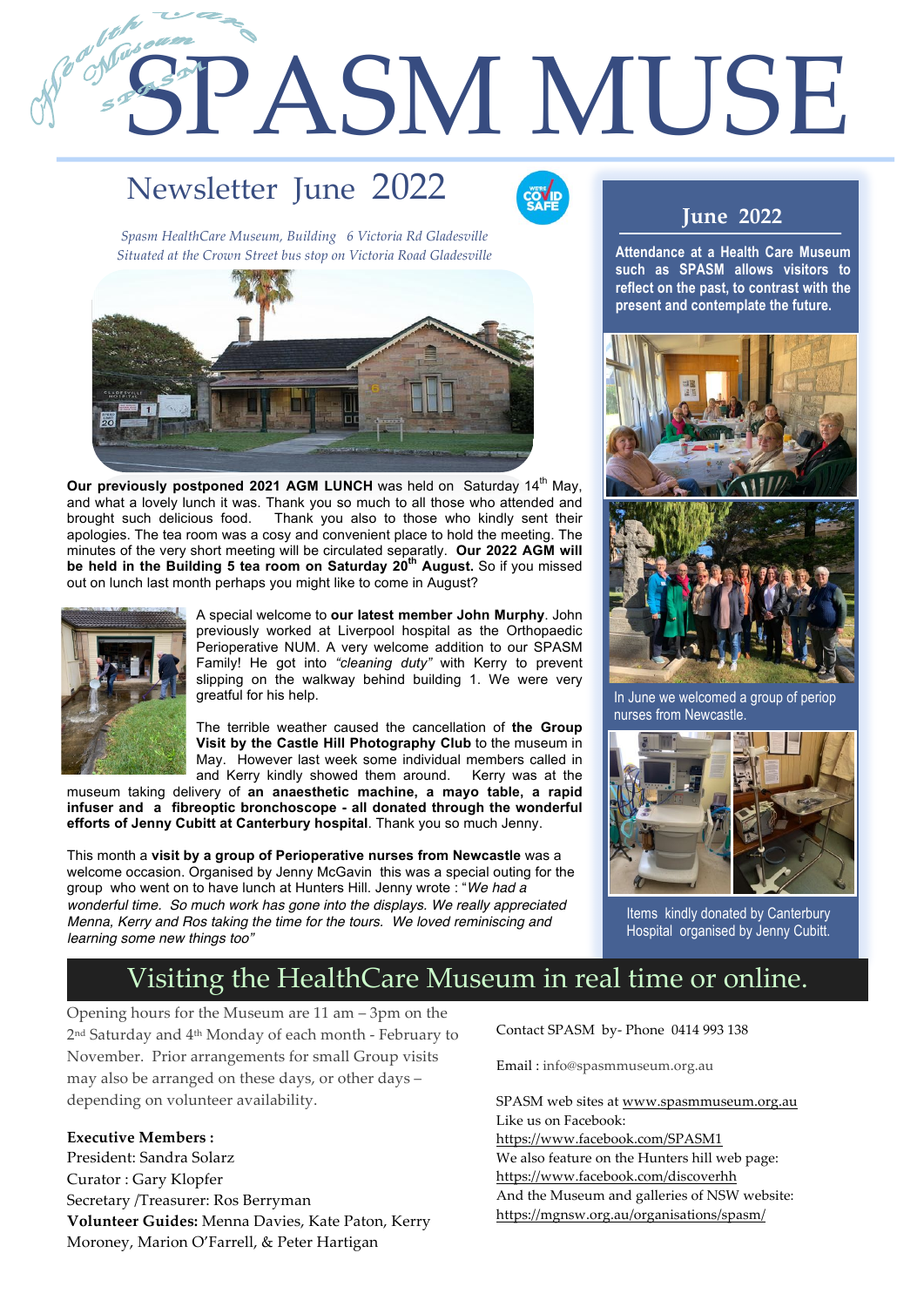# SPASM MUSE

## Newsletter June 2022

*Spasm HealthCare Museum, Building 6 Victoria Rd Gladesville*
*Situated at the Crown Street bus stop on Victoria Road Gladesville*

**Our previously postponed 2021 AGM LUNCH** was held on Saturday 14th May, and what a lovely lunch it was. Thank you so much to all those who attended and brought such delicious food. Thank you also to those who kindly sent their apologies. The tea room was a cosy and convenient place to hold the meeting. The minutes of the very short meeting will be circulated separately. **Our 2022 AGM will be held in the Building 5 tea room on Saturday 20th August.** So if you missed out on lunch last month perhaps you might like to come in August?

A special welcome to **our latest member John Murphy**. John previously worked at Liverpool hospital as the Orthopaedic Perioperative NUM. A very welcome addition to our SPASM Family! He got into *"cleaning duty"* with Kerry to prevent slipping on the walkway behind building 1. We were very greatful for his help.

The terrible weather caused the cancellation of **the Group Visit by the Castle Hill Photography Club** to the museum in May. However last week some individual members called in and Kerry kindly showed them around. Kerry was at the museum taking delivery of **an anaesthetic machine, a mayo table, a rapid infuser and a fibreoptic bronchoscope - all donated through the wonderful efforts of Jenny Cubitt at Canterbury hospital**. Thank you so much Jenny.

This month a **visit by a group of Perioperative nurses from Newcastle** was a welcome occasion. Organised by Jenny McGavin this was a special outing for the group who went on to have lunch at Hunters Hill. Jenny wrote : "*We had a wonderful time. So much work has gone into the displays. We really appreciated Menna, Kerry and Ros taking the time for the tours. We loved reminiscing and learning some new things too"*

## June 2022

**Attendance at a Health Care Museum such as SPASM allows visitors to reflect on the past, to contrast with the present and contemplate the future.**

In June we welcomed a group of periop nurses from Newcastle.

Items kindly donated by Canterbury Hospital organised by Jenny Cubitt.

## Visiting the HealthCare Museum in real time or online.

Opening hours for the Museum are 11 am – 3pm on the 2nd Saturday and 4th Monday of each month - February to November. Prior arrangements for small Group visits may also be arranged on these days, or other days – depending on volunteer availability.

**Executive Members :**
President: Sandra Solarz
Curator : Gary Klopfer
Secretary /Treasurer: Ros Berryman
**Volunteer Guides:** Menna Davies, Kate Paton, Kerry Moroney, Marion O'Farrell, & Peter Hartigan

Contact SPASM by- Phone 0414 993 138

Email : info@spasmmuseum.org.au

SPASM web sites at www.spasmmuseum.org.au
Like us on Facebook:
https://www.facebook.com/SPASM1
We also feature on the Hunters hill web page:
https://www.facebook.com/discoverhh
And the Museum and galleries of NSW website:
https://mgnsw.org.au/organisations/spasm/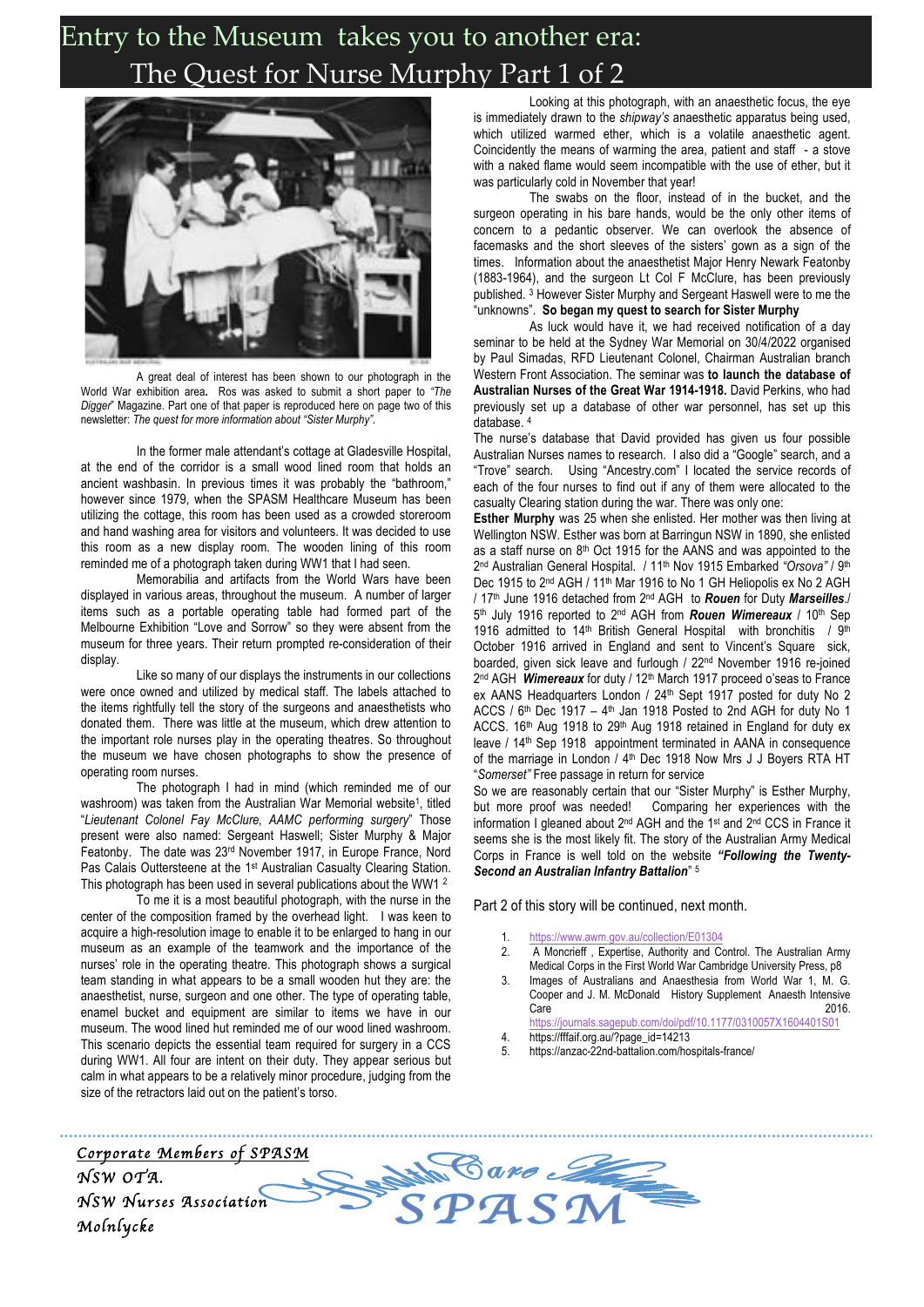# Entry to the Museum takes you to another era: The Quest for Nurse Murphy Part 1 of 2

A great deal of interest has been shown to our photograph in the World War exhibition area. Ros was asked to submit a short paper to *"The Digger"* Magazine. Part one of that paper is reproduced here on page two of this newsletter: *The quest for more information about "Sister Murphy".*

In the former male attendant's cottage at Gladesville Hospital, at the end of the corridor is a small wood lined room that holds an ancient washbasin. In previous times it was probably the "bathroom," however since 1979, when the SPASM Healthcare Museum has been utilizing the cottage, this room has been used as a crowded storeroom and hand washing area for visitors and volunteers. It was decided to use this room as a new display room. The wooden lining of this room reminded me of a photograph taken during WW1 that I had seen.

Memorabilia and artifacts from the World Wars have been displayed in various areas, throughout the museum. A number of larger items such as a portable operating table had formed part of the Melbourne Exhibition "Love and Sorrow" so they were absent from the museum for three years. Their return prompted re-consideration of their display.

Like so many of our displays the instruments in our collections were once owned and utilized by medical staff. The labels attached to the items rightfully tell the story of the surgeons and anaesthetists who donated them. There was little at the museum, which drew attention to the important role nurses play in the operating theatres. So throughout the museum we have chosen photographs to show the presence of operating room nurses.

The photograph I had in mind (which reminded me of our washroom) was taken from the Australian War Memorial website[1], titled "*Lieutenant Colonel Fay McClure, AAMC performing surgery*" Those present were also named: Sergeant Haswell; Sister Murphy & Major Featonby. The date was 23rd November 1917, in Europe France, Nord Pas Calais Outtersteene at the 1st Australian Casualty Clearing Station. This photograph has been used in several publications about the WW1 [2]

To me it is a most beautiful photograph, with the nurse in the center of the composition framed by the overhead light. I was keen to acquire a high-resolution image to enable it to be enlarged to hang in our museum as an example of the teamwork and the importance of the nurses' role in the operating theatre. This photograph shows a surgical team standing in what appears to be a small wooden hut they are: the anaesthetist, nurse, surgeon and one other. The type of operating table, enamel bucket and equipment are similar to items we have in our museum. The wood lined hut reminded me of our wood lined washroom. This scenario depicts the essential team required for surgery in a CCS during WW1. All four are intent on their duty. They appear serious but calm in what appears to be a relatively minor procedure, judging from the size of the retractors laid out on the patient's torso.

Looking at this photograph, with an anaesthetic focus, the eye is immediately drawn to the *shipway's* anaesthetic apparatus being used, which utilized warmed ether, which is a volatile anaesthetic agent. Coincidently the means of warming the area, patient and staff - a stove with a naked flame would seem incompatible with the use of ether, but it was particularly cold in November that year!

The swabs on the floor, instead of in the bucket, and the surgeon operating in his bare hands, would be the only other items of concern to a pedantic observer. We can overlook the absence of facemasks and the short sleeves of the sisters' gown as a sign of the times. Information about the anaesthetist Major Henry Newark Featonby (1883-1964), and the surgeon Lt Col F McClure, has been previously published. [3] However Sister Murphy and Sergeant Haswell were to me the "unknowns". **So began my quest to search for Sister Murphy**

As luck would have it, we had received notification of a day seminar to be held at the Sydney War Memorial on 30/4/2022 organised by Paul Simadas, RFD Lieutenant Colonel, Chairman Australian branch Western Front Association. The seminar was **to launch the database of Australian Nurses of the Great War 1914-1918.** David Perkins, who had previously set up a database of other war personnel, has set up this database. [4]

The nurse's database that David provided has given us four possible Australian Nurses names to research. I also did a "Google" search, and a "Trove" search. Using "Ancestry.com" I located the service records of each of the four nurses to find out if any of them were allocated to the casualty Clearing station during the war. There was only one:

**Esther Murphy** was 25 when she enlisted. Her mother was then living at Wellington NSW. Esther was born at Barringun NSW in 1890, she enlisted as a staff nurse on 8th Oct 1915 for the AANS and was appointed to the 2nd Australian General Hospital. / 11th Nov 1915 Embarked *"Orsova"* / 9th Dec 1915 to 2nd AGH / 11th Mar 1916 to No 1 GH Heliopolis ex No 2 AGH / 17th June 1916 detached from 2nd AGH to ***Rouen*** for Duty ***Marseilles***./ 5th July 1916 reported to 2nd AGH from ***Rouen Wimereaux*** / 10th Sep 1916 admitted to 14th British General Hospital with bronchitis / 9th October 1916 arrived in England and sent to Vincent's Square sick, boarded, given sick leave and furlough / 22nd November 1916 re-joined 2nd AGH ***Wimereaux*** for duty / 12th March 1917 proceed o'seas to France ex AANS Headquarters London / 24th Sept 1917 posted for duty No 2 ACCS / 6th Dec 1917 – 4th Jan 1918 Posted to 2nd AGH for duty No 1 ACCS. 16th Aug 1918 to 29th Aug 1918 retained in England for duty ex leave / 14th Sep 1918 appointment terminated in AANA in consequence of the marriage in London / 4th Dec 1918 Now Mrs J J Boyers RTA HT "*Somerset"* Free passage in return for service

So we are reasonably certain that our "Sister Murphy" is Esther Murphy, but more proof was needed! Comparing her experiences with the information I gleaned about 2nd AGH and the 1st and 2nd CCS in France it seems she is the most likely fit. The story of the Australian Army Medical Corps in France is well told on the website ***"Following the Twenty-Second an Australian Infantry Battalion***" [5]

Part 2 of this story will be continued, next month.

1. https://www.awm.gov.au/collection/E01304
2. A Moncrieff , Expertise, Authority and Control. The Australian Army Medical Corps in the First World War Cambridge University Press, p8
3. Images of Australians and Anaesthesia from World War 1, M. G. Cooper and J. M. McDonald History Supplement Anaesth Intensive Care 2016. https://journals.sagepub.com/doi/pdf/10.1177/0310057X1604401S01
4. https://fffaif.org.au/?page_id=14213
5. https://anzac-22nd-battalion.com/hospitals-france/

*Corporate Members of SPASM*
*NSW OTA.*
*NSW Nurses Association*
*Molnlycke*

Health Care SPASM